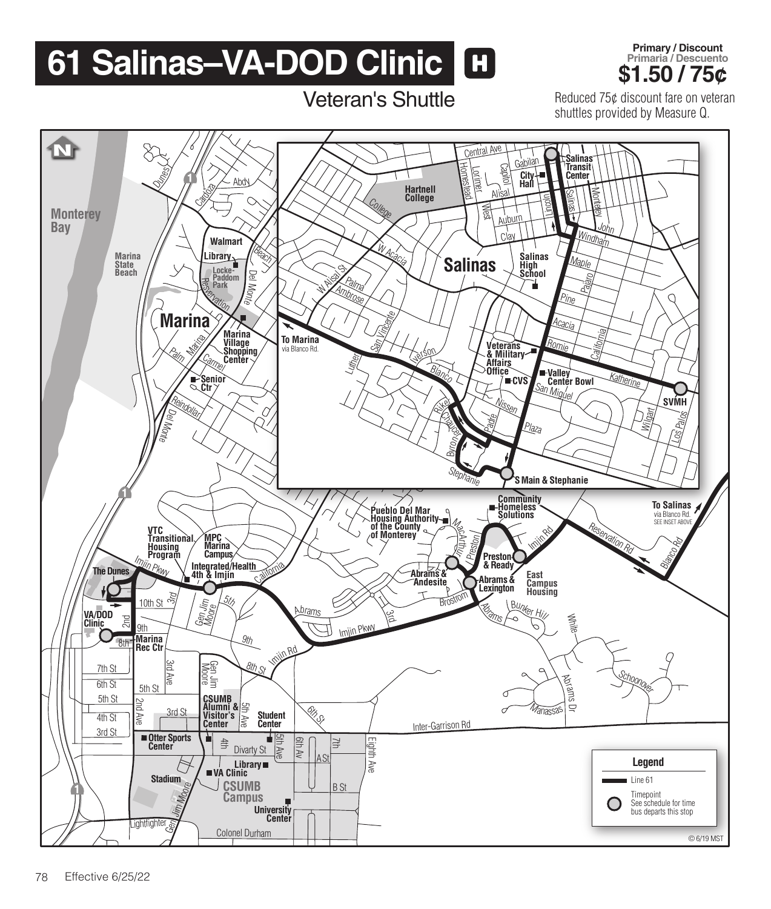# 61 Salinas–VA-DOD Clinic

## Veteran's Shuttle

**Primary / Discount**
Primaria / Descuento
**$1.50 / 75¢**

Reduced 75¢ discount fare on veteran shuttles provided by Measure Q.

**Timepoints:** Salinas Transit Center, SVMH, S Main & Stephanie, Preston & Ready, Abrams & Andesite, Abrams & Lexington, 4th & Imjin, The Dunes, VA/DOD Clinic

**Legend**

- Line 61
- Timepoint — See schedule for time bus departs this stop

© 6/19 MST

Effective 6/25/22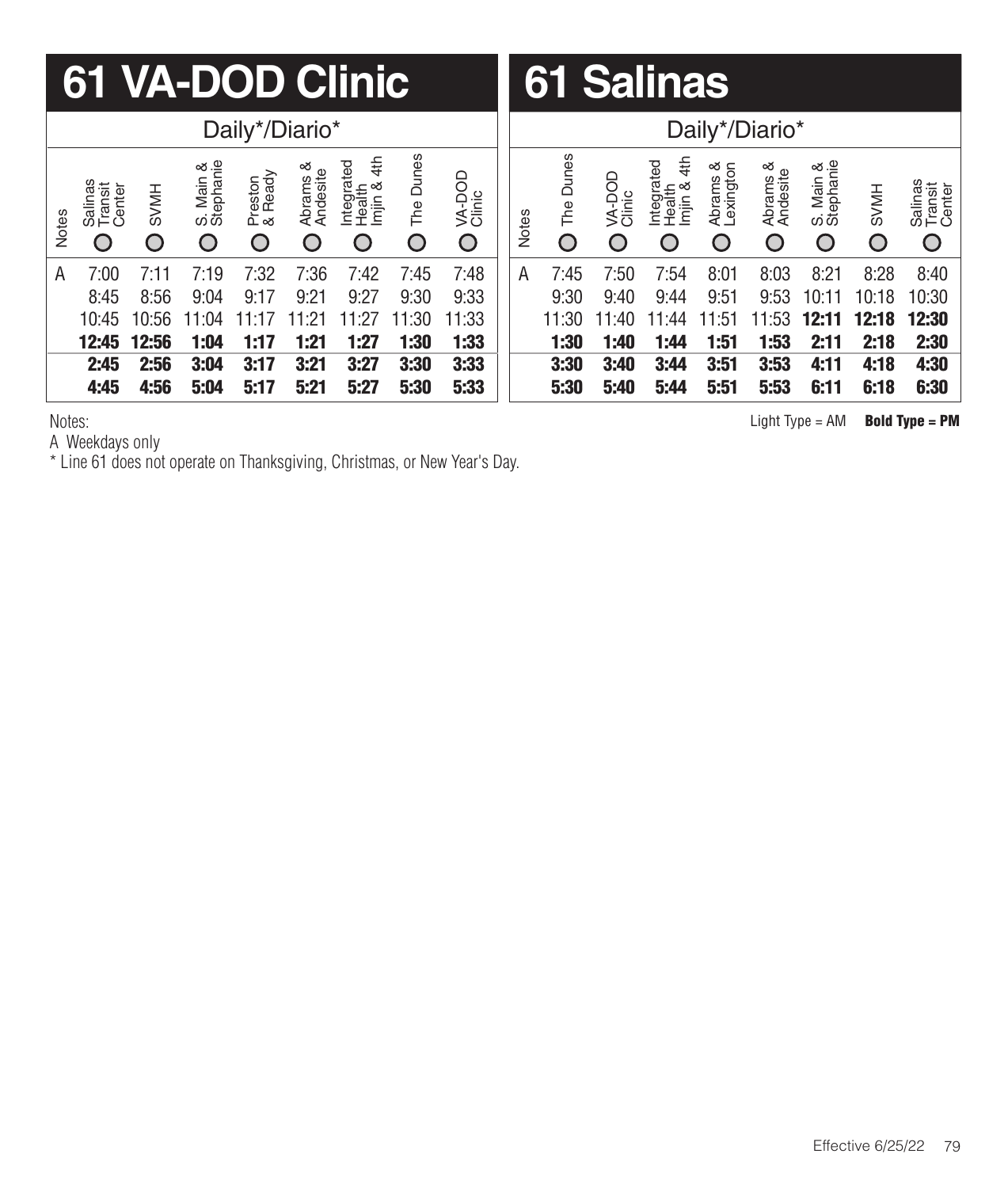# 61 VA-DOD Clinic

Daily*/Diario*

| Notes | Salinas Transit Center | SVMH | S. Main & Stephanie | Preston & Ready | Abrams & Andesite | Integrated Health Imjin & 4th | The Dunes | VA-DOD Clinic |
|---|---|---|---|---|---|---|---|---|
| A | 7:00 | 7:11 | 7:19 | 7:32 | 7:36 | 7:42 | 7:45 | 7:48 |
| | 8:45 | 8:56 | 9:04 | 9:17 | 9:21 | 9:27 | 9:30 | 9:33 |
| | 10:45 | 10:56 | 11:04 | 11:17 | 11:21 | 11:27 | 11:30 | 11:33 |
| | **12:45** | **12:56** | **1:04** | **1:17** | **1:21** | **1:27** | **1:30** | **1:33** |
| | **2:45** | **2:56** | **3:04** | **3:17** | **3:21** | **3:27** | **3:30** | **3:33** |
| | **4:45** | **4:56** | **5:04** | **5:17** | **5:21** | **5:27** | **5:30** | **5:33** |

# 61 Salinas

Daily*/Diario*

| Notes | The Dunes | VA-DOD Clinic | Integrated Health Imjin & 4th | Abrams & Lexington | Abrams & Andesite | S. Main & Stephanie | SVMH | Salinas Transit Center |
|---|---|---|---|---|---|---|---|---|
| A | 7:45 | 7:50 | 7:54 | 8:01 | 8:03 | 8:21 | 8:28 | 8:40 |
| | 9:30 | 9:40 | 9:44 | 9:51 | 9:53 | 10:11 | 10:18 | 10:30 |
| | 11:30 | 11:40 | 11:44 | 11:51 | 11:53 | **12:11** | **12:18** | **12:30** |
| | **1:30** | **1:40** | **1:44** | **1:51** | **1:53** | **2:11** | **2:18** | **2:30** |
| | **3:30** | **3:40** | **3:44** | **3:51** | **3:53** | **4:11** | **4:18** | **4:30** |
| | **5:30** | **5:40** | **5:44** | **5:51** | **5:53** | **6:11** | **6:18** | **6:30** |

Light Type = AM **Bold Type = PM**

Notes:

A Weekdays only

* Line 61 does not operate on Thanksgiving, Christmas, or New Year's Day.

Effective 6/25/22